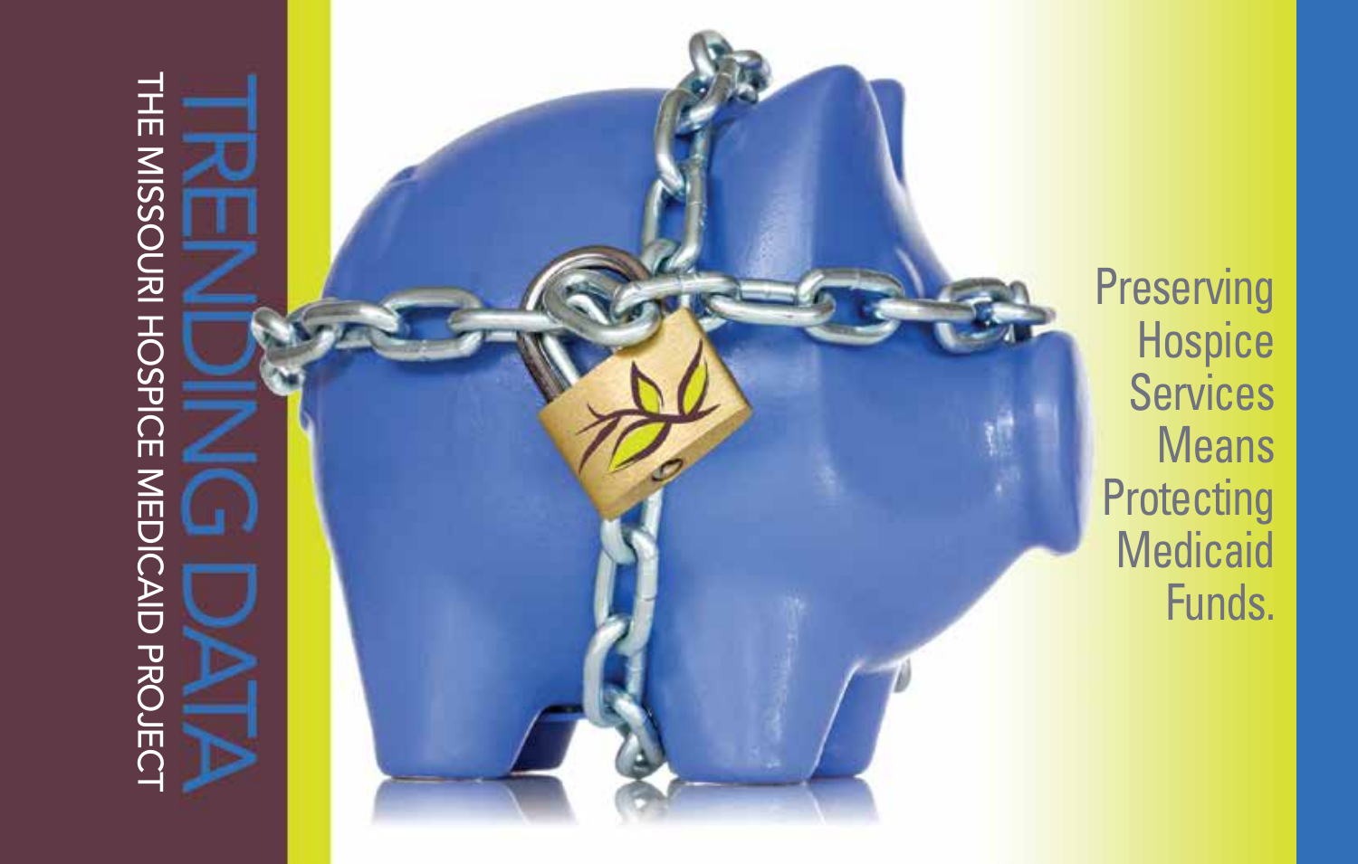# TRENDING DATA

## THE MISSOURI HOSPICE MEDICAID PROJECT

Preserving Hospice Services Means Protecting Medicaid Funds.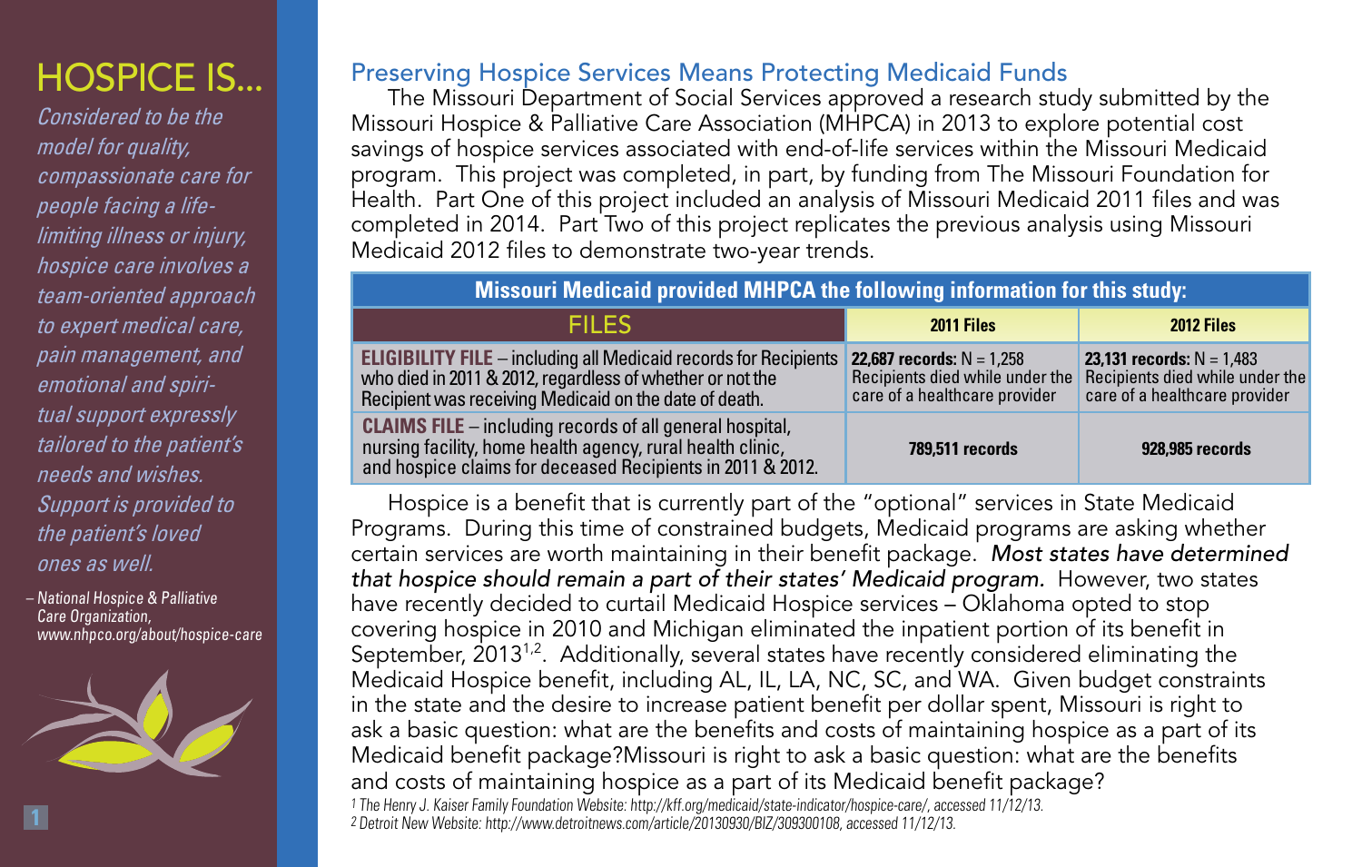# HOSPICE IS...

*Considered to be the model for quality, compassionate care for people facing a life-limiting illness or injury, hospice care involves a team-oriented approach to expert medical care, pain management, and emotional and spiritual support expressly tailored to the patient's needs and wishes. Support is provided to the patient's loved ones as well.*

– National Hospice & Palliative Care Organization, www.nhpco.org/about/hospice-care

## Preserving Hospice Services Means Protecting Medicaid Funds

The Missouri Department of Social Services approved a research study submitted by the Missouri Hospice & Palliative Care Association (MHPCA) in 2013 to explore potential cost savings of hospice services associated with end-of-life services within the Missouri Medicaid program. This project was completed, in part, by funding from The Missouri Foundation for Health. Part One of this project included an analysis of Missouri Medicaid 2011 files and was completed in 2014. Part Two of this project replicates the previous analysis using Missouri Medicaid 2012 files to demonstrate two-year trends.

**Missouri Medicaid provided MHPCA the following information for this study:**

| FILES | 2011 Files | 2012 Files |
|---|---|---|
| **ELIGIBILITY FILE** – including all Medicaid records for Recipients who died in 2011 & 2012, regardless of whether or not the Recipient was receiving Medicaid on the date of death. | **22,687 records:** N = 1,258 Recipients died while under the care of a healthcare provider | **23,131 records:** N = 1,483 Recipients died while under the care of a healthcare provider |
| **CLAIMS FILE** – including records of all general hospital, nursing facility, home health agency, rural health clinic, and hospice claims for deceased Recipients in 2011 & 2012. | **789,511 records** | **928,985 records** |

Hospice is a benefit that is currently part of the "optional" services in State Medicaid Programs. During this time of constrained budgets, Medicaid programs are asking whether certain services are worth maintaining in their benefit package. *Most states have determined that hospice should remain a part of their states' Medicaid program.* However, two states have recently decided to curtail Medicaid Hospice services – Oklahoma opted to stop covering hospice in 2010 and Michigan eliminated the inpatient portion of its benefit in September, 2013[1,2]. Additionally, several states have recently considered eliminating the Medicaid Hospice benefit, including AL, IL, LA, NC, SC, and WA. Given budget constraints in the state and the desire to increase patient benefit per dollar spent, Missouri is right to ask a basic question: what are the benefits and costs of maintaining hospice as a part of its Medicaid benefit package?Missouri is right to ask a basic question: what are the benefits and costs of maintaining hospice as a part of its Medicaid benefit package?

[1] The Henry J. Kaiser Family Foundation Website: http://kff.org/medicaid/state-indicator/hospice-care/, accessed 11/12/13.
[2] Detroit New Website: http://www.detroitnews.com/article/20130930/BIZ/309300108, accessed 11/12/13.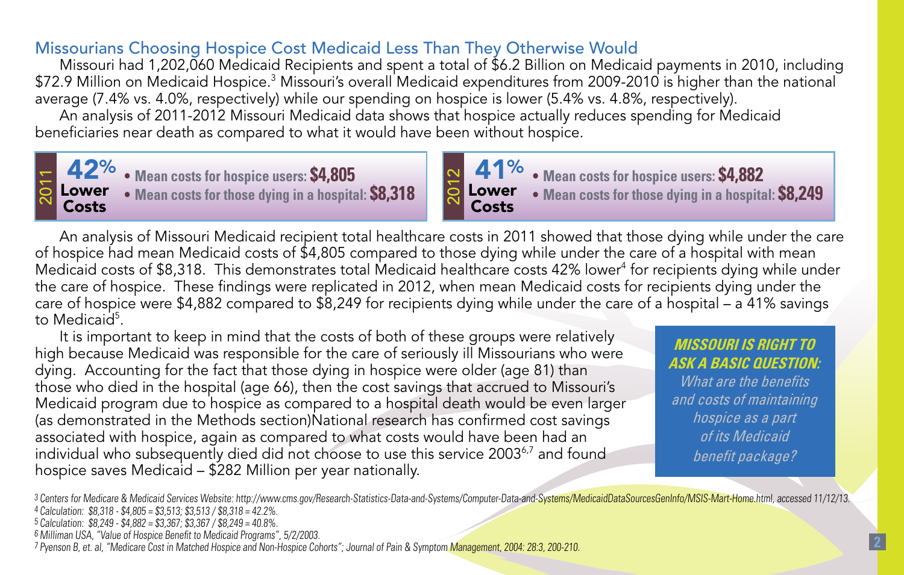## Missourians Choosing Hospice Cost Medicaid Less Than They Otherwise Would

Missouri had 1,202,060 Medicaid Recipients and spent a total of $6.2 Billion on Medicaid payments in 2010, including $72.9 Million on Medicaid Hospice.[3] Missouri's overall Medicaid expenditures from 2009-2010 is higher than the national average (7.4% vs. 4.0%, respectively) while our spending on hospice is lower (5.4% vs. 4.8%, respectively).

An analysis of 2011-2012 Missouri Medicaid data shows that hospice actually reduces spending for Medicaid beneficiaries near death as compared to what it would have been without hospice.

**2011 — 42% Lower Costs**

- **Mean costs for hospice users: $4,805**
- **Mean costs for those dying in a hospital: $8,318**

**2012 — 41% Lower Costs**

- **Mean costs for hospice users: $4,882**
- **Mean costs for those dying in a hospital: $8,249**

An analysis of Missouri Medicaid recipient total healthcare costs in 2011 showed that those dying while under the care of hospice had mean Medicaid costs of $4,805 compared to those dying while under the care of a hospital with mean Medicaid costs of $8,318. This demonstrates total Medicaid healthcare costs 42% lower[4] for recipients dying while under the care of hospice. These findings were replicated in 2012, when mean Medicaid costs for recipients dying under the care of hospice were $4,882 compared to $8,249 for recipients dying while under the care of a hospital – a 41% savings to Medicaid[5].

It is important to keep in mind that the costs of both of these groups were relatively high because Medicaid was responsible for the care of seriously ill Missourians who were dying. Accounting for the fact that those dying in hospice were older (age 81) than those who died in the hospital (age 66), then the cost savings that accrued to Missouri's Medicaid program due to hospice as compared to a hospital death would be even larger (as demonstrated in the Methods section)National research has confirmed cost savings associated with hospice, again as compared to what costs would have been had an individual who subsequently died did not choose to use this service 2003[6,7] and found hospice saves Medicaid – $282 Million per year nationally.

***MISSOURI IS RIGHT TO ASK A BASIC QUESTION:***
*What are the benefits and costs of maintaining hospice as a part of its Medicaid benefit package?*

---

[3] *Centers for Medicare & Medicaid Services Website: http://www.cms.gov/Research-Statistics-Data-and-Systems/Computer-Data-and-Systems/MedicaidDataSourcesGenInfo/MSIS-Mart-Home.html, accessed 11/12/13.*

[4] *Calculation: $8,318 - $4,805 = $3,513; $3,513 / $8,318 = 42.2%.*

[5] *Calculation: $8,249 - $4,882 = $3,367; $3,367 / $8,249 = 40.8%.*

[6] *Milliman USA, "Value of Hospice Benefit to Medicaid Programs", 5/2/2003.*

[7] *Pyenson B, et. al, "Medicare Cost in Matched Hospice and Non-Hospice Cohorts"; Journal of Pain & Symptom Management, 2004: 28:3, 200-210.*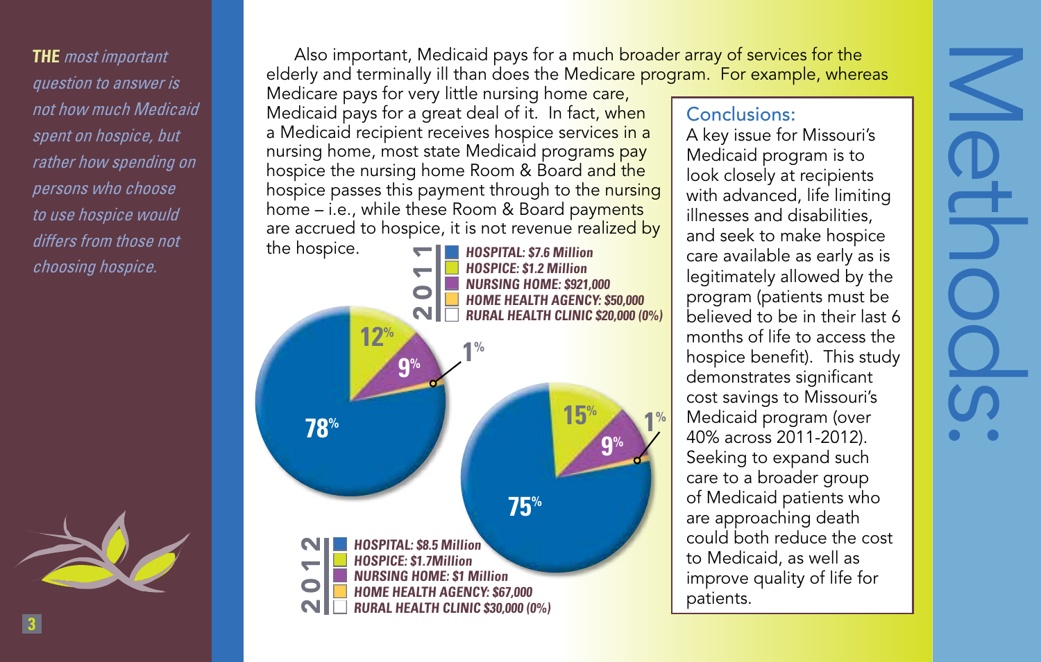**THE** *most important question to answer is not how much Medicaid spent on hospice, but rather how spending on persons who choose to use hospice would differs from those not choosing hospice.*

Also important, Medicaid pays for a much broader array of services for the elderly and terminally ill than does the Medicare program. For example, whereas Medicare pays for very little nursing home care, Medicaid pays for a great deal of it. In fact, when a Medicaid recipient receives hospice services in a nursing home, most state Medicaid programs pay hospice the nursing home Room & Board and the hospice passes this payment through to the nursing home – i.e., while these Room & Board payments are accrued to hospice, it is not revenue realized by the hospice.

**2011**

- HOSPITAL: $7.6 Million
- HOSPICE: $1.2 Million
- NURSING HOME: $921,000
- HOME HEALTH AGENCY: $50,000
- RURAL HEALTH CLINIC $20,000 (0%)

78% | 12% | 9% | 1%

**2012**

- HOSPITAL: $8.5 Million
- HOSPICE: $1.7Million
- NURSING HOME: $1 Million
- HOME HEALTH AGENCY: $67,000
- RURAL HEALTH CLINIC $30,000 (0%)

75% | 15% | 9% | 1%

## Conclusions:

A key issue for Missouri's Medicaid program is to look closely at recipients with advanced, life limiting illnesses and disabilities, and seek to make hospice care available as early as is legitimately allowed by the program (patients must be believed to be in their last 6 months of life to access the hospice benefit). This study demonstrates significant cost savings to Missouri's Medicaid program (over 40% across 2011-2012). Seeking to expand such care to a broader group of Medicaid patients who are approaching death could both reduce the cost to Medicaid, as well as improve quality of life for patients.

# Methods: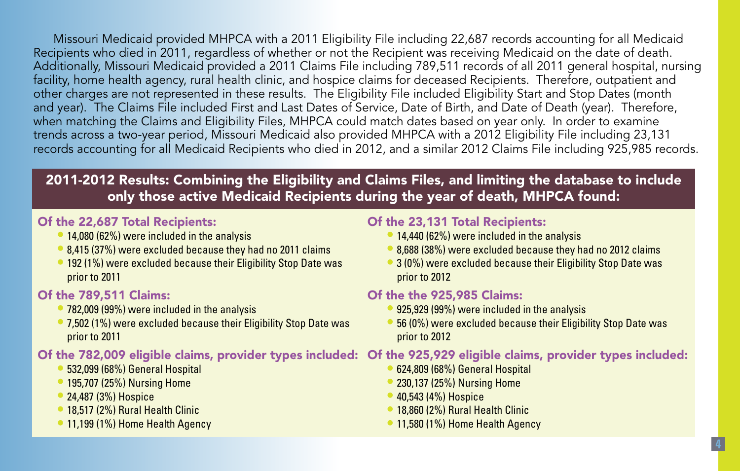Missouri Medicaid provided MHPCA with a 2011 Eligibility File including 22,687 records accounting for all Medicaid Recipients who died in 2011, regardless of whether or not the Recipient was receiving Medicaid on the date of death. Additionally, Missouri Medicaid provided a 2011 Claims File including 789,511 records of all 2011 general hospital, nursing facility, home health agency, rural health clinic, and hospice claims for deceased Recipients. Therefore, outpatient and other charges are not represented in these results. The Eligibility File included Eligibility Start and Stop Dates (month and year). The Claims File included First and Last Dates of Service, Date of Birth, and Date of Death (year). Therefore, when matching the Claims and Eligibility Files, MHPCA could match dates based on year only. In order to examine trends across a two-year period, Missouri Medicaid also provided MHPCA with a 2012 Eligibility File including 23,131 records accounting for all Medicaid Recipients who died in 2012, and a similar 2012 Claims File including 925,985 records.

## 2011-2012 Results: Combining the Eligibility and Claims Files, and limiting the database to include only those active Medicaid Recipients during the year of death, MHPCA found:

### Of the 22,687 Total Recipients:

- 14,080 (62%) were included in the analysis
- 8,415 (37%) were excluded because they had no 2011 claims
- 192 (1%) were excluded because their Eligibility Stop Date was prior to 2011

### Of the 789,511 Claims:

- 782,009 (99%) were included in the analysis
- 7,502 (1%) were excluded because their Eligibility Stop Date was prior to 2011

### Of the 782,009 eligible claims, provider types included:

- 532,099 (68%) General Hospital
- 195,707 (25%) Nursing Home
- 24,487 (3%) Hospice
- 18,517 (2%) Rural Health Clinic
- 11,199 (1%) Home Health Agency

### Of the 23,131 Total Recipients:

- 14,440 (62%) were included in the analysis
- 8,688 (38%) were excluded because they had no 2012 claims
- 3 (0%) were excluded because their Eligibility Stop Date was prior to 2012

### Of the the 925,985 Claims:

- 925,929 (99%) were included in the analysis
- 56 (0%) were excluded because their Eligibility Stop Date was prior to 2012

### Of the 925,929 eligible claims, provider types included:

- 624,809 (68%) General Hospital
- 230,137 (25%) Nursing Home
- 40,543 (4%) Hospice
- 18,860 (2%) Rural Health Clinic
- 11,580 (1%) Home Health Agency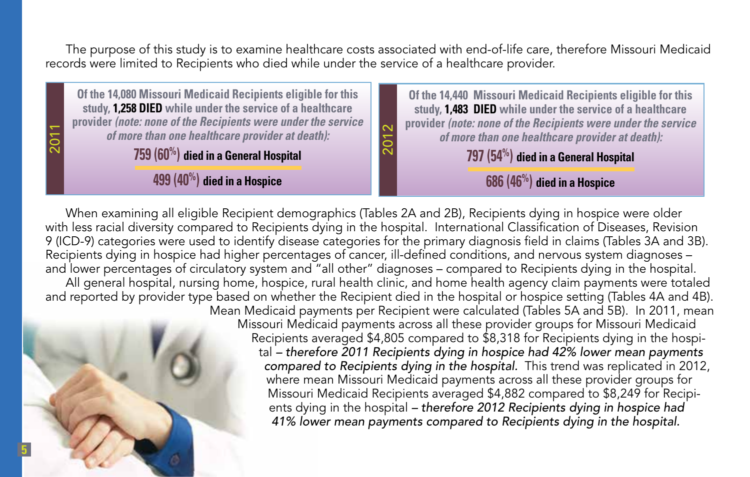The purpose of this study is to examine healthcare costs associated with end-of-life care, therefore Missouri Medicaid records were limited to Recipients who died while under the service of a healthcare provider.

**2011**

**Of the 14,080 Missouri Medicaid Recipients eligible for this study, 1,258 DIED while under the service of a healthcare provider** ***(note: none of the Recipients were under the service of more than one healthcare provider at death):***

**759 (60%) died in a General Hospital**

**499 (40%) died in a Hospice**

**2012**

**Of the 14,440 Missouri Medicaid Recipients eligible for this study, 1,483 DIED while under the service of a healthcare provider** ***(note: none of the Recipients were under the service of more than one healthcare provider at death):***

**797 (54%) died in a General Hospital**

**686 (46%) died in a Hospice**

When examining all eligible Recipient demographics (Tables 2A and 2B), Recipients dying in hospice were older with less racial diversity compared to Recipients dying in the hospital. International Classification of Diseases, Revision 9 (ICD-9) categories were used to identify disease categories for the primary diagnosis field in claims (Tables 3A and 3B). Recipients dying in hospice had higher percentages of cancer, ill-defined conditions, and nervous system diagnoses – and lower percentages of circulatory system and "all other" diagnoses – compared to Recipients dying in the hospital.

All general hospital, nursing home, hospice, rural health clinic, and home health agency claim payments were totaled and reported by provider type based on whether the Recipient died in the hospital or hospice setting (Tables 4A and 4B). Mean Medicaid payments per Recipient were calculated (Tables 5A and 5B). In 2011, mean Missouri Medicaid payments across all these provider groups for Missouri Medicaid Recipients averaged $4,805 compared to $8,318 for Recipients dying in the hospital – *therefore 2011 Recipients dying in hospice had 42% lower mean payments compared to Recipients dying in the hospital.* This trend was replicated in 2012, where mean Missouri Medicaid payments across all these provider groups for Missouri Medicaid Recipients averaged $4,882 compared to $8,249 for Recipients dying in the hospital – *therefore 2012 Recipients dying in hospice had 41% lower mean payments compared to Recipients dying in the hospital.*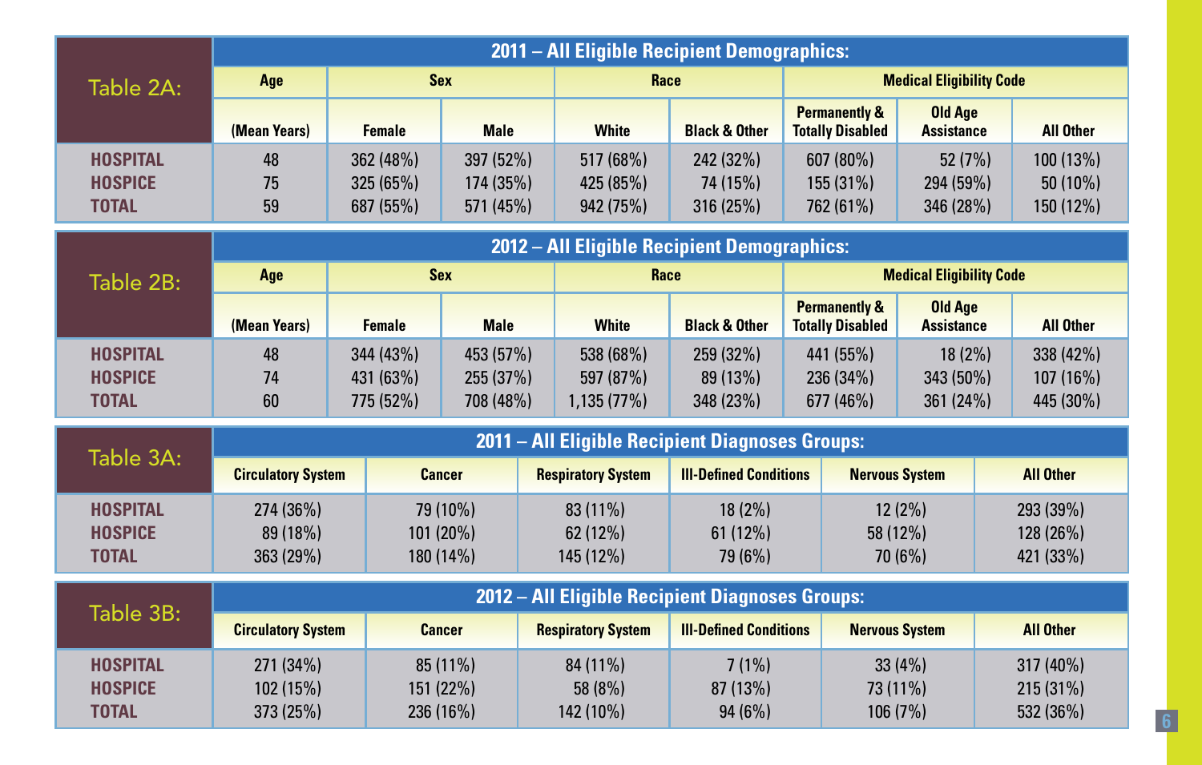## Table 2A: 2011 – All Eligible Recipient Demographics:

| | Age | Sex | | Race | | Medical Eligibility Code | | |
|---|---|---|---|---|---|---|---|---|
| | (Mean Years) | Female | Male | White | Black & Other | Permanently & Totally Disabled | Old Age Assistance | All Other |
| **HOSPITAL** | 48 | 362 (48%) | 397 (52%) | 517 (68%) | 242 (32%) | 607 (80%) | 52 (7%) | 100 (13%) |
| **HOSPICE** | 75 | 325 (65%) | 174 (35%) | 425 (85%) | 74 (15%) | 155 (31%) | 294 (59%) | 50 (10%) |
| **TOTAL** | 59 | 687 (55%) | 571 (45%) | 942 (75%) | 316 (25%) | 762 (61%) | 346 (28%) | 150 (12%) |

## Table 2B: 2012 – All Eligible Recipient Demographics:

| | Age | Sex | | Race | | Medical Eligibility Code | | |
|---|---|---|---|---|---|---|---|---|
| | (Mean Years) | Female | Male | White | Black & Other | Permanently & Totally Disabled | Old Age Assistance | All Other |
| **HOSPITAL** | 48 | 344 (43%) | 453 (57%) | 538 (68%) | 259 (32%) | 441 (55%) | 18 (2%) | 338 (42%) |
| **HOSPICE** | 74 | 431 (63%) | 255 (37%) | 597 (87%) | 89 (13%) | 236 (34%) | 343 (50%) | 107 (16%) |
| **TOTAL** | 60 | 775 (52%) | 708 (48%) | 1,135 (77%) | 348 (23%) | 677 (46%) | 361 (24%) | 445 (30%) |

## Table 3A: 2011 – All Eligible Recipient Diagnoses Groups:

| | Circulatory System | Cancer | Respiratory System | Ill-Defined Conditions | Nervous System | All Other |
|---|---|---|---|---|---|---|
| **HOSPITAL** | 274 (36%) | 79 (10%) | 83 (11%) | 18 (2%) | 12 (2%) | 293 (39%) |
| **HOSPICE** | 89 (18%) | 101 (20%) | 62 (12%) | 61 (12%) | 58 (12%) | 128 (26%) |
| **TOTAL** | 363 (29%) | 180 (14%) | 145 (12%) | 79 (6%) | 70 (6%) | 421 (33%) |

## Table 3B: 2012 – All Eligible Recipient Diagnoses Groups:

| | Circulatory System | Cancer | Respiratory System | Ill-Defined Conditions | Nervous System | All Other |
|---|---|---|---|---|---|---|
| **HOSPITAL** | 271 (34%) | 85 (11%) | 84 (11%) | 7 (1%) | 33 (4%) | 317 (40%) |
| **HOSPICE** | 102 (15%) | 151 (22%) | 58 (8%) | 87 (13%) | 73 (11%) | 215 (31%) |
| **TOTAL** | 373 (25%) | 236 (16%) | 142 (10%) | 94 (6%) | 106 (7%) | 532 (36%) |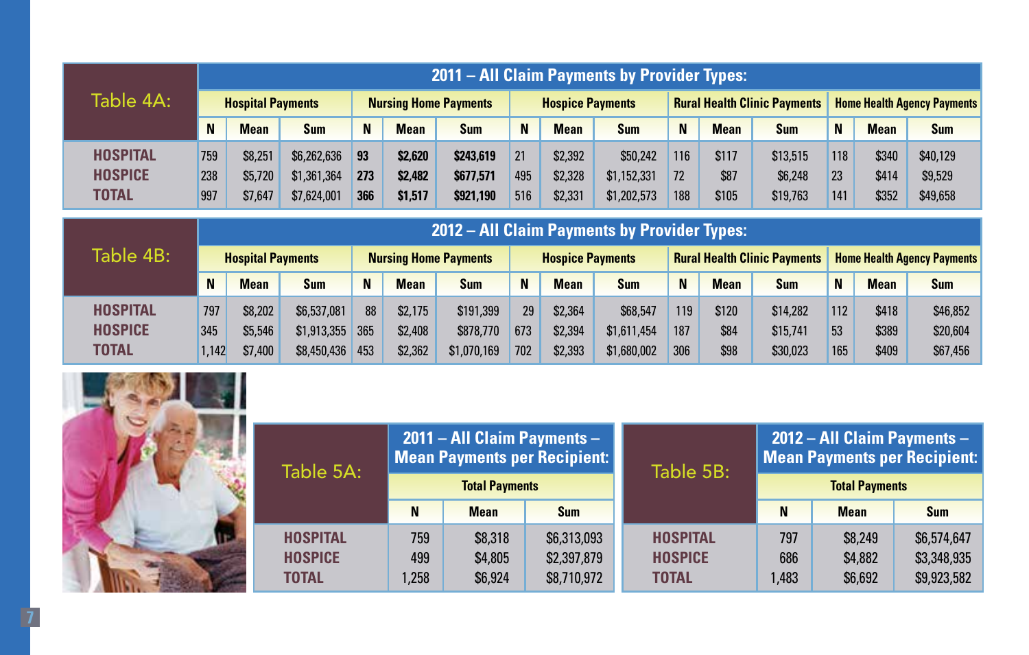**Table 4A:**

| | 2011 – All Claim Payments by Provider Types: | | | | | | | | | | | | | | |
|---|---|---|---|---|---|---|---|---|---|---|---|---|---|---|---|
| | Hospital Payments | | | Nursing Home Payments | | | Hospice Payments | | | Rural Health Clinic Payments | | | Home Health Agency Payments | | |
| | N | Mean | Sum | N | Mean | Sum | N | Mean | Sum | N | Mean | Sum | N | Mean | Sum |
| **HOSPITAL** | 759 | $8,251 | $6,262,636 | **93** | **$2,620** | **$243,619** | 21 | $2,392 | $50,242 | 116 | $117 | $13,515 | 118 | $340 | $40,129 |
| **HOSPICE** | 238 | $5,720 | $1,361,364 | **273** | **$2,482** | **$677,571** | 495 | $2,328 | $1,152,331 | 72 | $87 | $6,248 | 23 | $414 | $9,529 |
| **TOTAL** | 997 | $7,647 | $7,624,001 | **366** | **$1,517** | **$921,190** | 516 | $2,331 | $1,202,573 | 188 | $105 | $19,763 | 141 | $352 | $49,658 |

**Table 4B:**

| | 2012 – All Claim Payments by Provider Types: | | | | | | | | | | | | | | |
|---|---|---|---|---|---|---|---|---|---|---|---|---|---|---|---|
| | Hospital Payments | | | Nursing Home Payments | | | Hospice Payments | | | Rural Health Clinic Payments | | | Home Health Agency Payments | | |
| | N | Mean | Sum | N | Mean | Sum | N | Mean | Sum | N | Mean | Sum | N | Mean | Sum |
| **HOSPITAL** | 797 | $8,202 | $6,537,081 | 88 | $2,175 | $191,399 | 29 | $2,364 | $68,547 | 119 | $120 | $14,282 | 112 | $418 | $46,852 |
| **HOSPICE** | 345 | $5,546 | $1,913,355 | 365 | $2,408 | $878,770 | 673 | $2,394 | $1,611,454 | 187 | $84 | $15,741 | 53 | $389 | $20,604 |
| **TOTAL** | 1,142 | $7,400 | $8,450,436 | 453 | $2,362 | $1,070,169 | 702 | $2,393 | $1,680,002 | 306 | $98 | $30,023 | 165 | $409 | $67,456 |

**Table 5A:**

| | 2011 – All Claim Payments – Mean Payments per Recipient: | | |
|---|---|---|---|
| | Total Payments | | |
| | N | Mean | Sum |
| **HOSPITAL** | 759 | $8,318 | $6,313,093 |
| **HOSPICE** | 499 | $4,805 | $2,397,879 |
| **TOTAL** | 1,258 | $6,924 | $8,710,972 |

**Table 5B:**

| | 2012 – All Claim Payments – Mean Payments per Recipient: | | |
|---|---|---|---|
| | Total Payments | | |
| | N | Mean | Sum |
| **HOSPITAL** | 797 | $8,249 | $6,574,647 |
| **HOSPICE** | 686 | $4,882 | $3,348,935 |
| **TOTAL** | 1,483 | $6,692 | $9,923,582 |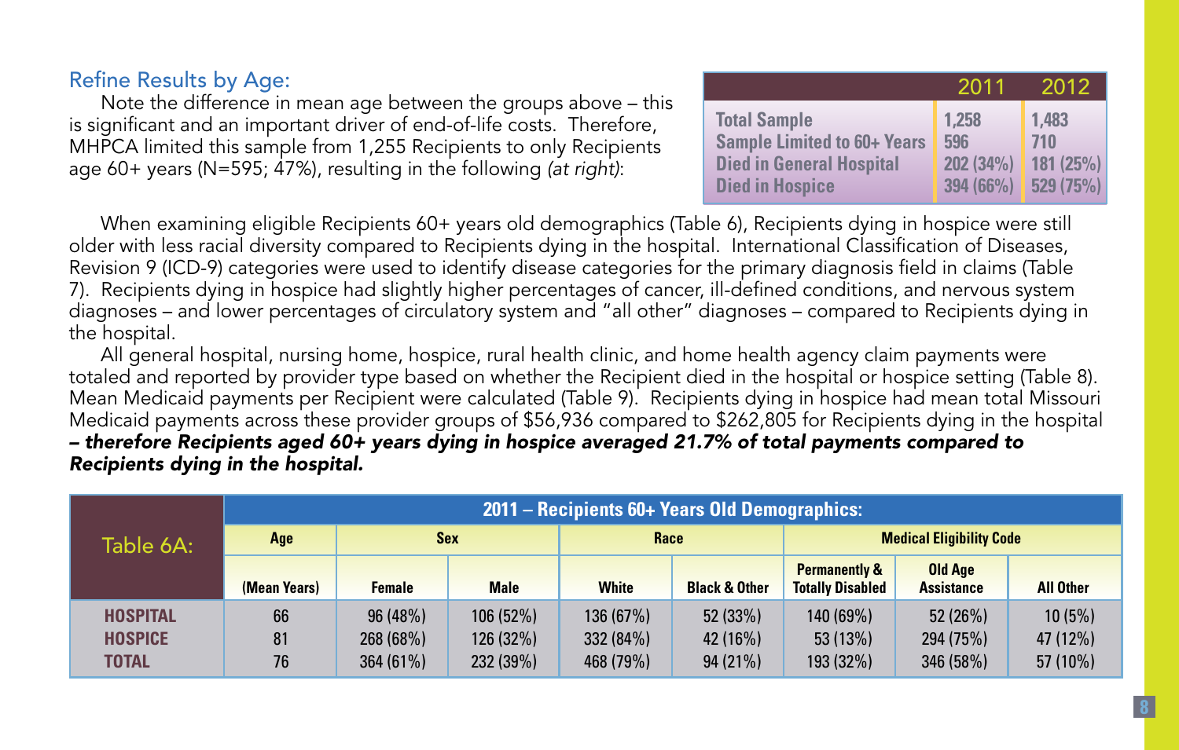## Refine Results by Age:

Note the difference in mean age between the groups above – this is significant and an important driver of end-of-life costs. Therefore, MHPCA limited this sample from 1,255 Recipients to only Recipients age 60+ years (N=595; 47%), resulting in the following *(at right)*:

| | 2011 | 2012 |
|---|---|---|
| Total Sample | 1,258 | 1,483 |
| Sample Limited to 60+ Years | 596 | 710 |
| Died in General Hospital | 202 (34%) | 181 (25%) |
| Died in Hospice | 394 (66%) | 529 (75%) |

When examining eligible Recipients 60+ years old demographics (Table 6), Recipients dying in hospice were still older with less racial diversity compared to Recipients dying in the hospital. International Classification of Diseases, Revision 9 (ICD-9) categories were used to identify disease categories for the primary diagnosis field in claims (Table 7). Recipients dying in hospice had slightly higher percentages of cancer, ill-defined conditions, and nervous system diagnoses – and lower percentages of circulatory system and "all other" diagnoses – compared to Recipients dying in the hospital.

All general hospital, nursing home, hospice, rural health clinic, and home health agency claim payments were totaled and reported by provider type based on whether the Recipient died in the hospital or hospice setting (Table 8). Mean Medicaid payments per Recipient were calculated (Table 9). Recipients dying in hospice had mean total Missouri Medicaid payments across these provider groups of $56,936 compared to $262,805 for Recipients dying in the hospital ***– therefore Recipients aged 60+ years dying in hospice averaged 21.7% of total payments compared to Recipients dying in the hospital.***

| Table 6A: | 2011 – Recipients 60+ Years Old Demographics: | | | | | | | |
|---|---|---|---|---|---|---|---|---|
| | Age | Sex | | Race | | Medical Eligibility Code | | |
| | (Mean Years) | Female | Male | White | Black & Other | Permanently & Totally Disabled | Old Age Assistance | All Other |
| **HOSPITAL** | 66 | 96 (48%) | 106 (52%) | 136 (67%) | 52 (33%) | 140 (69%) | 52 (26%) | 10 (5%) |
| **HOSPICE** | 81 | 268 (68%) | 126 (32%) | 332 (84%) | 42 (16%) | 53 (13%) | 294 (75%) | 47 (12%) |
| **TOTAL** | 76 | 364 (61%) | 232 (39%) | 468 (79%) | 94 (21%) | 193 (32%) | 346 (58%) | 57 (10%) |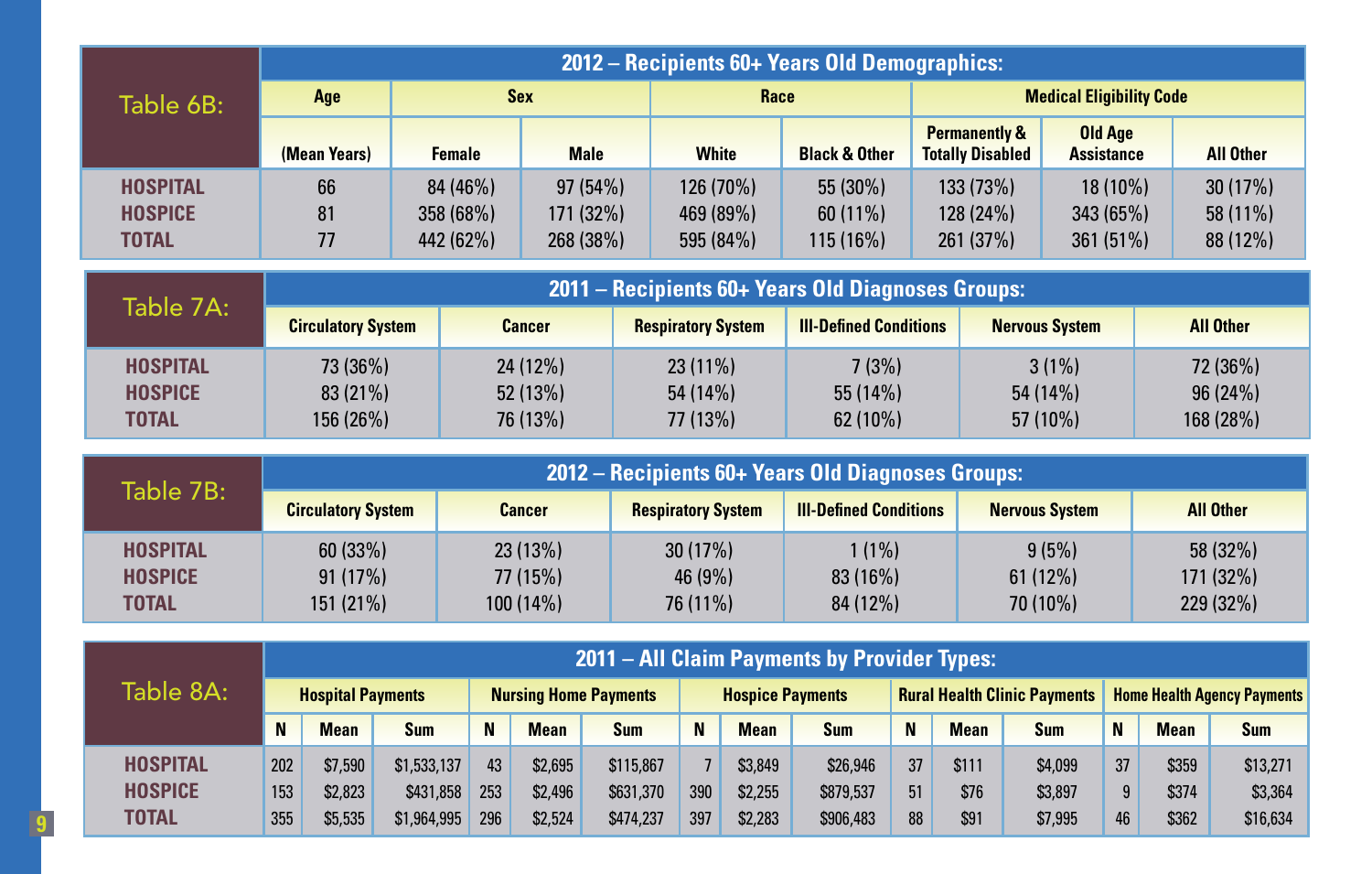**Table 6B:**

| | 2012 – Recipients 60+ Years Old Demographics: | | | | | | | |
|---|---|---|---|---|---|---|---|---|
| | Age | Sex | | Race | | Medical Eligibility Code | | |
| | (Mean Years) | Female | Male | White | Black & Other | Permanently & Totally Disabled | Old Age Assistance | All Other |
| HOSPITAL | 66 | 84 (46%) | 97 (54%) | 126 (70%) | 55 (30%) | 133 (73%) | 18 (10%) | 30 (17%) |
| HOSPICE | 81 | 358 (68%) | 171 (32%) | 469 (89%) | 60 (11%) | 128 (24%) | 343 (65%) | 58 (11%) |
| TOTAL | 77 | 442 (62%) | 268 (38%) | 595 (84%) | 115 (16%) | 261 (37%) | 361 (51%) | 88 (12%) |

**Table 7A:**

| | 2011 – Recipients 60+ Years Old Diagnoses Groups: | | | | | |
|---|---|---|---|---|---|---|
| | Circulatory System | Cancer | Respiratory System | Ill-Defined Conditions | Nervous System | All Other |
| HOSPITAL | 73 (36%) | 24 (12%) | 23 (11%) | 7 (3%) | 3 (1%) | 72 (36%) |
| HOSPICE | 83 (21%) | 52 (13%) | 54 (14%) | 55 (14%) | 54 (14%) | 96 (24%) |
| TOTAL | 156 (26%) | 76 (13%) | 77 (13%) | 62 (10%) | 57 (10%) | 168 (28%) |

**Table 7B:**

| | 2012 – Recipients 60+ Years Old Diagnoses Groups: | | | | | |
|---|---|---|---|---|---|---|
| | Circulatory System | Cancer | Respiratory System | Ill-Defined Conditions | Nervous System | All Other |
| HOSPITAL | 60 (33%) | 23 (13%) | 30 (17%) | 1 (1%) | 9 (5%) | 58 (32%) |
| HOSPICE | 91 (17%) | 77 (15%) | 46 (9%) | 83 (16%) | 61 (12%) | 171 (32%) |
| TOTAL | 151 (21%) | 100 (14%) | 76 (11%) | 84 (12%) | 70 (10%) | 229 (32%) |

**Table 8A:**

| | 2011 – All Claim Payments by Provider Types: | | | | | | | | | | | | | | |
|---|---|---|---|---|---|---|---|---|---|---|---|---|---|---|---|
| | Hospital Payments | | | Nursing Home Payments | | | Hospice Payments | | | Rural Health Clinic Payments | | | Home Health Agency Payments | | |
| | N | Mean | Sum | N | Mean | Sum | N | Mean | Sum | N | Mean | Sum | N | Mean | Sum |
| HOSPITAL | 202 | $7,590 | $1,533,137 | 43 | $2,695 | $115,867 | 7 | $3,849 | $26,946 | 37 | $111 | $4,099 | 37 | $359 | $13,271 |
| HOSPICE | 153 | $2,823 | $431,858 | 253 | $2,496 | $631,370 | 390 | $2,255 | $879,537 | 51 | $76 | $3,897 | 9 | $374 | $3,364 |
| TOTAL | 355 | $5,535 | $1,964,995 | 296 | $2,524 | $474,237 | 397 | $2,283 | $906,483 | 88 | $91 | $7,995 | 46 | $362 | $16,634 |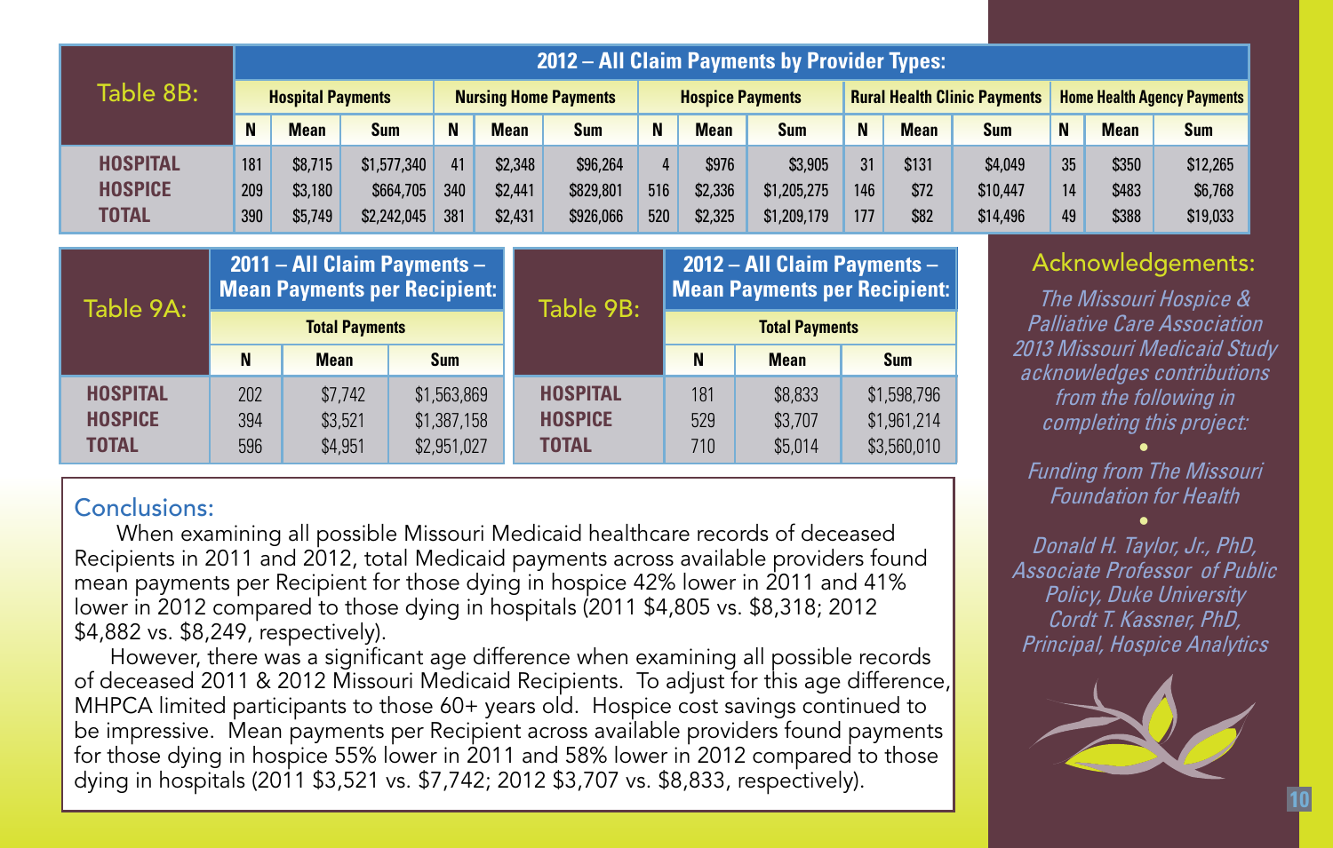| Table 8B: | 2012 – All Claim Payments by Provider Types: | | | | | | | | | | | | | | |
|---|---|---|---|---|---|---|---|---|---|---|---|---|---|---|---|
| | Hospital Payments | | | Nursing Home Payments | | | Hospice Payments | | | Rural Health Clinic Payments | | | Home Health Agency Payments | | |
| | N | Mean | Sum | N | Mean | Sum | N | Mean | Sum | N | Mean | Sum | N | Mean | Sum |
| **HOSPITAL** | 181 | $8,715 | $1,577,340 | 41 | $2,348 | $96,264 | 4 | $976 | $3,905 | 31 | $131 | $4,049 | 35 | $350 | $12,265 |
| **HOSPICE** | 209 | $3,180 | $664,705 | 340 | $2,441 | $829,801 | 516 | $2,336 | $1,205,275 | 146 | $72 | $10,447 | 14 | $483 | $6,768 |
| **TOTAL** | 390 | $5,749 | $2,242,045 | 381 | $2,431 | $926,066 | 520 | $2,325 | $1,209,179 | 177 | $82 | $14,496 | 49 | $388 | $19,033 |

| Table 9A: | 2011 – All Claim Payments – Mean Payments per Recipient: | | |
|---|---|---|---|
| | Total Payments | | |
| | N | Mean | Sum |
| **HOSPITAL** | 202 | $7,742 | $1,563,869 |
| **HOSPICE** | 394 | $3,521 | $1,387,158 |
| **TOTAL** | 596 | $4,951 | $2,951,027 |

| Table 9B: | 2012 – All Claim Payments – Mean Payments per Recipient: | | |
|---|---|---|---|
| | Total Payments | | |
| | N | Mean | Sum |
| **HOSPITAL** | 181 | $8,833 | $1,598,796 |
| **HOSPICE** | 529 | $3,707 | $1,961,214 |
| **TOTAL** | 710 | $5,014 | $3,560,010 |

## Conclusions:

When examining all possible Missouri Medicaid healthcare records of deceased Recipients in 2011 and 2012, total Medicaid payments across available providers found mean payments per Recipient for those dying in hospice 42% lower in 2011 and 41% lower in 2012 compared to those dying in hospitals (2011 $4,805 vs. $8,318; 2012 $4,882 vs. $8,249, respectively).

However, there was a significant age difference when examining all possible records of deceased 2011 & 2012 Missouri Medicaid Recipients. To adjust for this age difference, MHPCA limited participants to those 60+ years old. Hospice cost savings continued to be impressive. Mean payments per Recipient across available providers found payments for those dying in hospice 55% lower in 2011 and 58% lower in 2012 compared to those dying in hospitals (2011 $3,521 vs. $7,742; 2012 $3,707 vs. $8,833, respectively).

## Acknowledgements:

*The Missouri Hospice & Palliative Care Association 2013 Missouri Medicaid Study acknowledges contributions from the following in completing this project:*

•

*Funding from The Missouri Foundation for Health*

•

*Donald H. Taylor, Jr., PhD, Associate Professor of Public Policy, Duke University*

*Cordt T. Kassner, PhD, Principal, Hospice Analytics*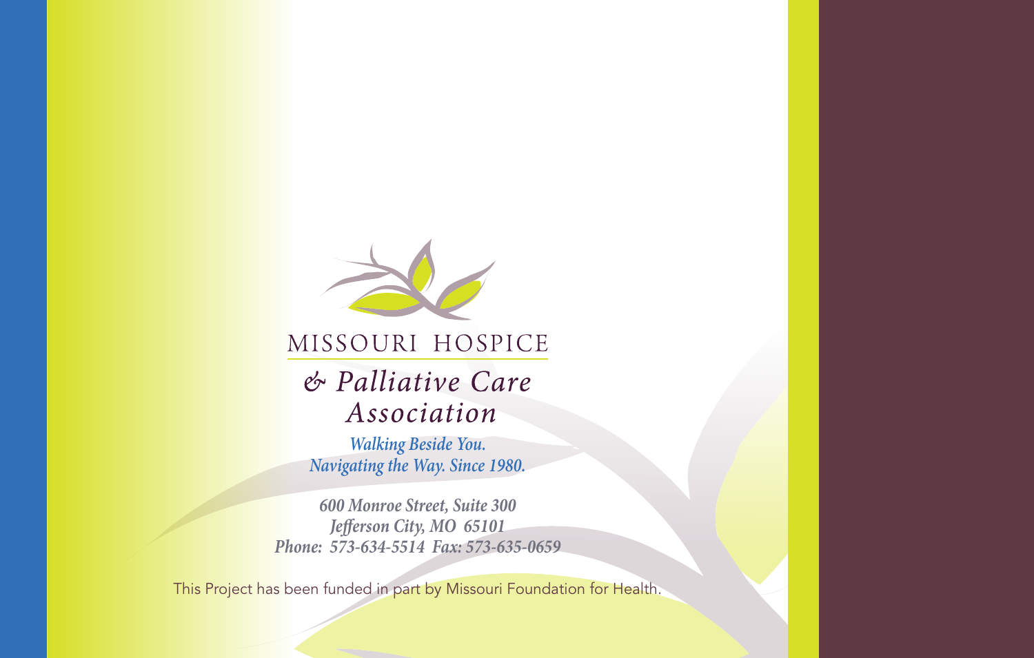MISSOURI HOSPICE

*& Palliative Care Association*

***Walking Beside You.***
***Navigating the Way. Since 1980.***

***600 Monroe Street, Suite 300***
***Jefferson City, MO 65101***
***Phone: 573-634-5514 Fax: 573-635-0659***

This Project has been funded in part by Missouri Foundation for Health.